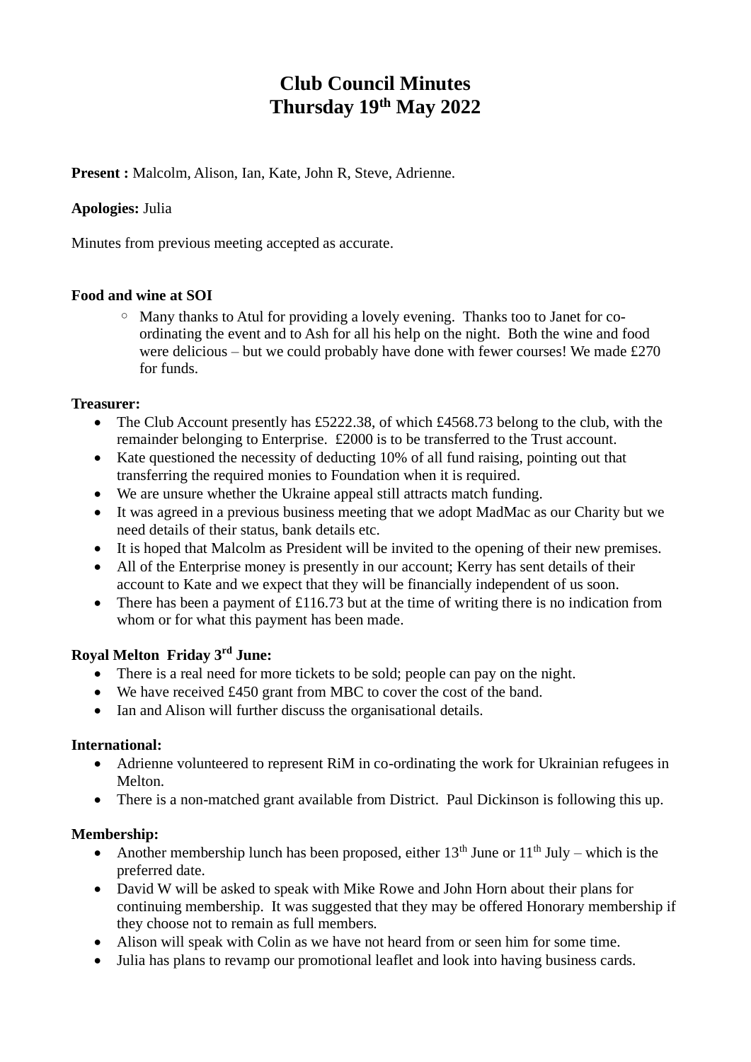# Club Council Minutes
# Thursday 19th May 2022

**Present :** Malcolm, Alison, Ian, Kate, John R, Steve, Adrienne.

**Apologies:** Julia

Minutes from previous meeting accepted as accurate.

**Food and wine at SOI**

- Many thanks to Atul for providing a lovely evening. Thanks too to Janet for co-ordinating the event and to Ash for all his help on the night. Both the wine and food were delicious – but we could probably have done with fewer courses! We made £270 for funds.

**Treasurer:**

- The Club Account presently has £5222.38, of which £4568.73 belong to the club, with the remainder belonging to Enterprise. £2000 is to be transferred to the Trust account.
- Kate questioned the necessity of deducting 10% of all fund raising, pointing out that transferring the required monies to Foundation when it is required.
- We are unsure whether the Ukraine appeal still attracts match funding.
- It was agreed in a previous business meeting that we adopt MadMac as our Charity but we need details of their status, bank details etc.
- It is hoped that Malcolm as President will be invited to the opening of their new premises.
- All of the Enterprise money is presently in our account; Kerry has sent details of their account to Kate and we expect that they will be financially independent of us soon.
- There has been a payment of £116.73 but at the time of writing there is no indication from whom or for what this payment has been made.

**Royal Melton Friday 3rd June:**

- There is a real need for more tickets to be sold; people can pay on the night.
- We have received £450 grant from MBC to cover the cost of the band.
- Ian and Alison will further discuss the organisational details.

**International:**

- Adrienne volunteered to represent RiM in co-ordinating the work for Ukrainian refugees in Melton.
- There is a non-matched grant available from District. Paul Dickinson is following this up.

**Membership:**

- Another membership lunch has been proposed, either 13th June or 11th July – which is the preferred date.
- David W will be asked to speak with Mike Rowe and John Horn about their plans for continuing membership. It was suggested that they may be offered Honorary membership if they choose not to remain as full members.
- Alison will speak with Colin as we have not heard from or seen him for some time.
- Julia has plans to revamp our promotional leaflet and look into having business cards.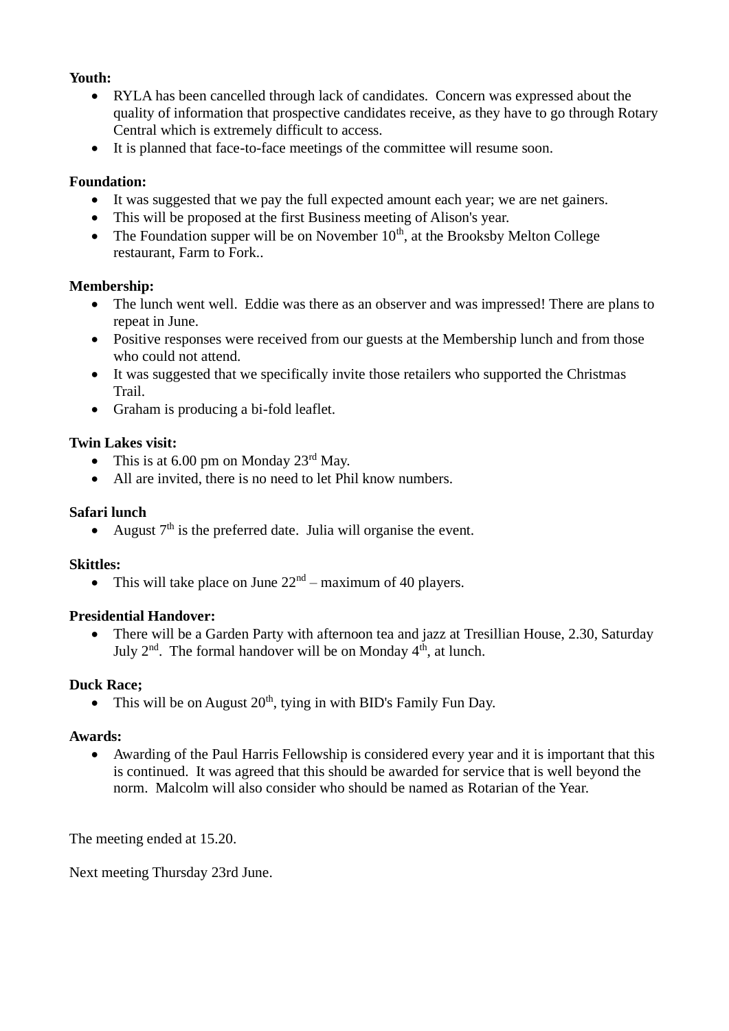**Youth:**

- RYLA has been cancelled through lack of candidates. Concern was expressed about the quality of information that prospective candidates receive, as they have to go through Rotary Central which is extremely difficult to access.
- It is planned that face-to-face meetings of the committee will resume soon.

**Foundation:**

- It was suggested that we pay the full expected amount each year; we are net gainers.
- This will be proposed at the first Business meeting of Alison's year.
- The Foundation supper will be on November 10th, at the Brooksby Melton College restaurant, Farm to Fork..

**Membership:**

- The lunch went well. Eddie was there as an observer and was impressed! There are plans to repeat in June.
- Positive responses were received from our guests at the Membership lunch and from those who could not attend.
- It was suggested that we specifically invite those retailers who supported the Christmas Trail.
- Graham is producing a bi-fold leaflet.

**Twin Lakes visit:**

- This is at 6.00 pm on Monday 23rd May.
- All are invited, there is no need to let Phil know numbers.

**Safari lunch**

- August 7th is the preferred date. Julia will organise the event.

**Skittles:**

- This will take place on June 22nd – maximum of 40 players.

**Presidential Handover:**

- There will be a Garden Party with afternoon tea and jazz at Tresillian House, 2.30, Saturday July 2nd. The formal handover will be on Monday 4th, at lunch.

**Duck Race;**

- This will be on August 20th, tying in with BID's Family Fun Day.

**Awards:**

- Awarding of the Paul Harris Fellowship is considered every year and it is important that this is continued. It was agreed that this should be awarded for service that is well beyond the norm. Malcolm will also consider who should be named as Rotarian of the Year.

The meeting ended at 15.20.

Next meeting Thursday 23rd June.